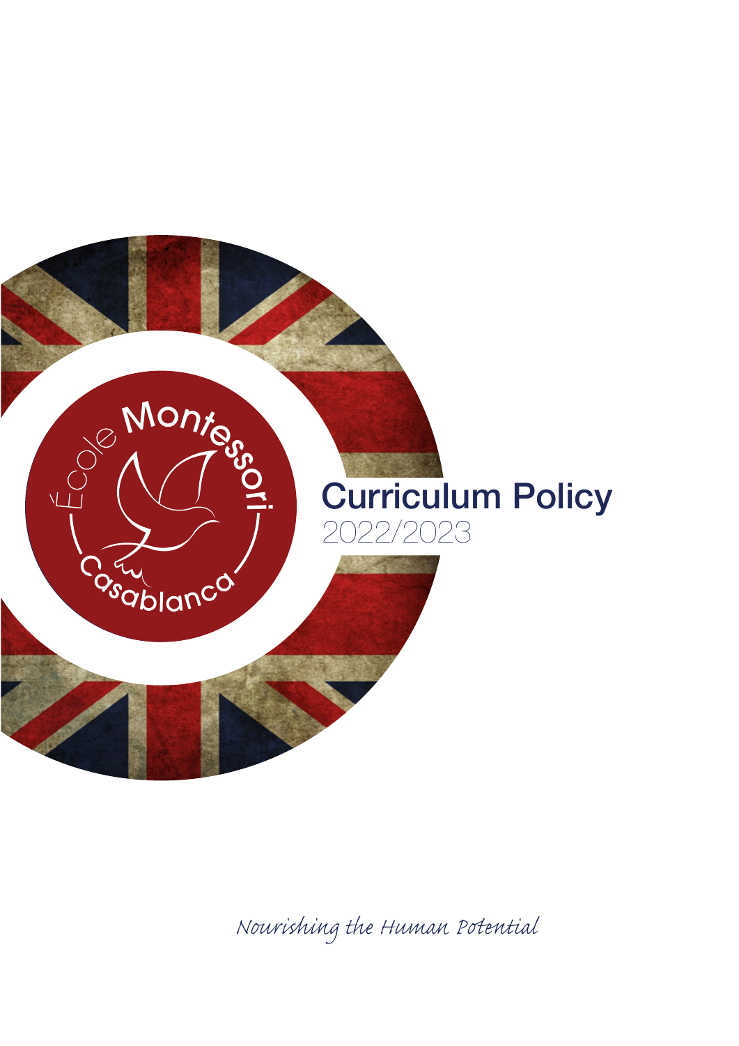École Montessori Casablanca

# Curriculum Policy

2022/2023

*Nourishing the Human Potential*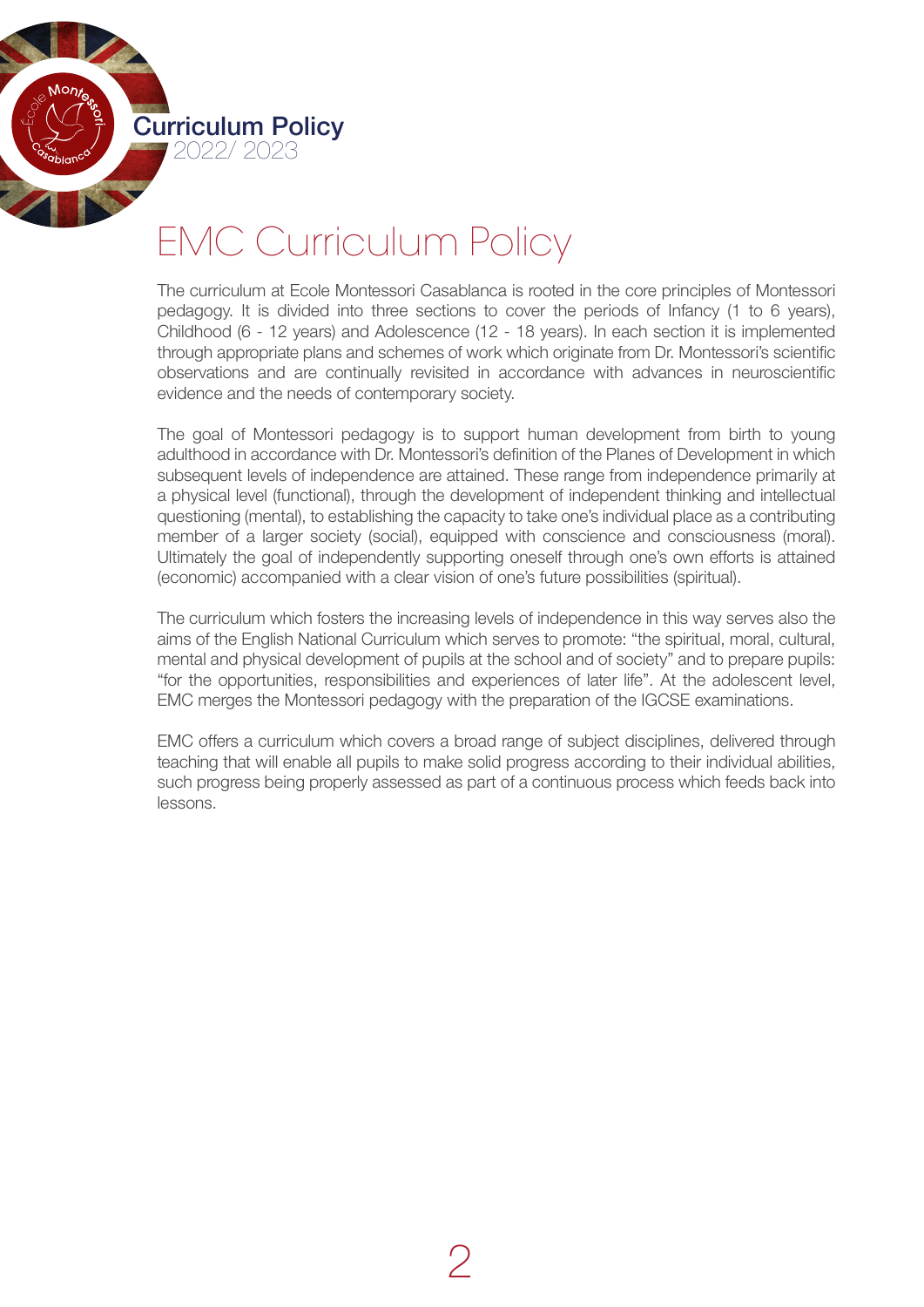Curriculum Policy
2022/ 2023

# EMC Curriculum Policy

The curriculum at Ecole Montessori Casablanca is rooted in the core principles of Montessori pedagogy. It is divided into three sections to cover the periods of Infancy (1 to 6 years), Childhood (6 - 12 years) and Adolescence (12 - 18 years). In each section it is implemented through appropriate plans and schemes of work which originate from Dr. Montessori's scientific observations and are continually revisited in accordance with advances in neuroscientific evidence and the needs of contemporary society.

The goal of Montessori pedagogy is to support human development from birth to young adulthood in accordance with Dr. Montessori's definition of the Planes of Development in which subsequent levels of independence are attained. These range from independence primarily at a physical level (functional), through the development of independent thinking and intellectual questioning (mental), to establishing the capacity to take one's individual place as a contributing member of a larger society (social), equipped with conscience and consciousness (moral). Ultimately the goal of independently supporting oneself through one's own efforts is attained (economic) accompanied with a clear vision of one's future possibilities (spiritual).

The curriculum which fosters the increasing levels of independence in this way serves also the aims of the English National Curriculum which serves to promote: "the spiritual, moral, cultural, mental and physical development of pupils at the school and of society" and to prepare pupils: "for the opportunities, responsibilities and experiences of later life". At the adolescent level, EMC merges the Montessori pedagogy with the preparation of the IGCSE examinations.

EMC offers a curriculum which covers a broad range of subject disciplines, delivered through teaching that will enable all pupils to make solid progress according to their individual abilities, such progress being properly assessed as part of a continuous process which feeds back into lessons.